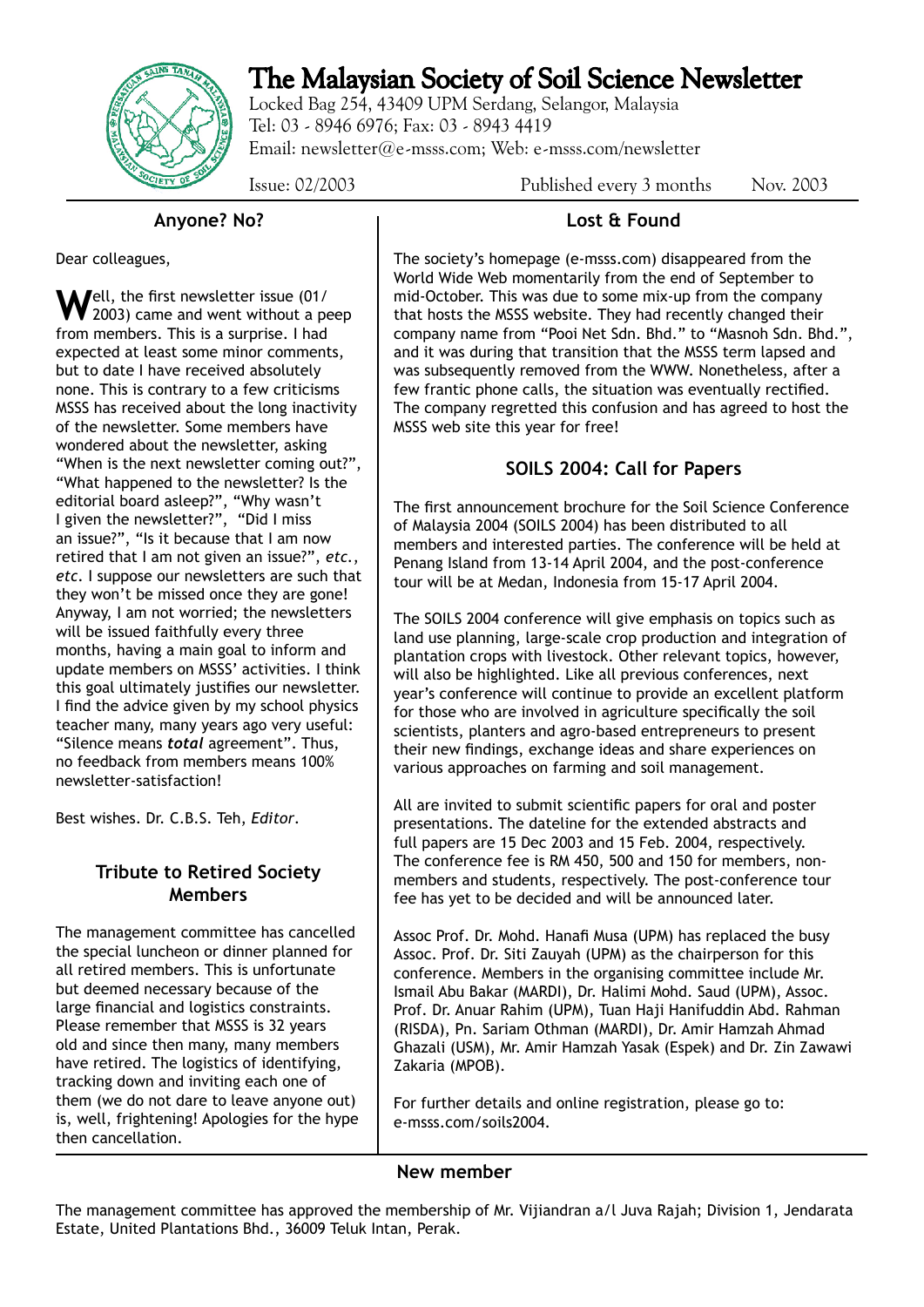# The Malaysian Society of Soil Science Newsletter

Locked Bag 254, 43409 UPM Serdang, Selangor, Malaysia
Tel: 03 - 8946 6976; Fax: 03 - 8943 4419
Email: newsletter@e-msss.com; Web: e-msss.com/newsletter

Issue: 02/2003 Published every 3 months Nov. 2003

## Anyone? No?

Dear colleagues,

Well, the first newsletter issue (01/2003) came and went without a peep from members. This is a surprise. I had expected at least some minor comments, but to date I have received absolutely none. This is contrary to a few criticisms MSSS has received about the long inactivity of the newsletter. Some members have wondered about the newsletter, asking "When is the next newsletter coming out?", "What happened to the newsletter? Is the editorial board asleep?", "Why wasn't I given the newsletter?", "Did I miss an issue?", "Is it because that I am now retired that I am not given an issue?", *etc*., *etc*. I suppose our newsletters are such that they won't be missed once they are gone! Anyway, I am not worried; the newsletters will be issued faithfully every three months, having a main goal to inform and update members on MSSS' activities. I think this goal ultimately justifies our newsletter. I find the advice given by my school physics teacher many, many years ago very useful: "Silence means ***total*** agreement". Thus, no feedback from members means 100% newsletter-satisfaction!

Best wishes. Dr. C.B.S. Teh, *Editor*.

## Tribute to Retired Society Members

The management committee has cancelled the special luncheon or dinner planned for all retired members. This is unfortunate but deemed necessary because of the large financial and logistics constraints. Please remember that MSSS is 32 years old and since then many, many members have retired. The logistics of identifying, tracking down and inviting each one of them (we do not dare to leave anyone out) is, well, frightening! Apologies for the hype then cancellation.

## Lost & Found

The society's homepage (e-msss.com) disappeared from the World Wide Web momentarily from the end of September to mid-October. This was due to some mix-up from the company that hosts the MSSS website. They had recently changed their company name from "Pooi Net Sdn. Bhd." to "Masnoh Sdn. Bhd.", and it was during that transition that the MSSS term lapsed and was subsequently removed from the WWW. Nonetheless, after a few frantic phone calls, the situation was eventually rectified. The company regretted this confusion and has agreed to host the MSSS web site this year for free!

## SOILS 2004: Call for Papers

The first announcement brochure for the Soil Science Conference of Malaysia 2004 (SOILS 2004) has been distributed to all members and interested parties. The conference will be held at Penang Island from 13-14 April 2004, and the post-conference tour will be at Medan, Indonesia from 15-17 April 2004.

The SOILS 2004 conference will give emphasis on topics such as land use planning, large-scale crop production and integration of plantation crops with livestock. Other relevant topics, however, will also be highlighted. Like all previous conferences, next year's conference will continue to provide an excellent platform for those who are involved in agriculture specifically the soil scientists, planters and agro-based entrepreneurs to present their new findings, exchange ideas and share experiences on various approaches on farming and soil management.

All are invited to submit scientific papers for oral and poster presentations. The dateline for the extended abstracts and full papers are 15 Dec 2003 and 15 Feb. 2004, respectively. The conference fee is RM 450, 500 and 150 for members, non-members and students, respectively. The post-conference tour fee has yet to be decided and will be announced later.

Assoc Prof. Dr. Mohd. Hanafi Musa (UPM) has replaced the busy Assoc. Prof. Dr. Siti Zauyah (UPM) as the chairperson for this conference. Members in the organising committee include Mr. Ismail Abu Bakar (MARDI), Dr. Halimi Mohd. Saud (UPM), Assoc. Prof. Dr. Anuar Rahim (UPM), Tuan Haji Hanifuddin Abd. Rahman (RISDA), Pn. Sariam Othman (MARDI), Dr. Amir Hamzah Ahmad Ghazali (USM), Mr. Amir Hamzah Yasak (Espek) and Dr. Zin Zawawi Zakaria (MPOB).

For further details and online registration, please go to: e-msss.com/soils2004.

## New member

The management committee has approved the membership of Mr. Vijiandran a/l Juva Rajah; Division 1, Jendarata Estate, United Plantations Bhd., 36009 Teluk Intan, Perak.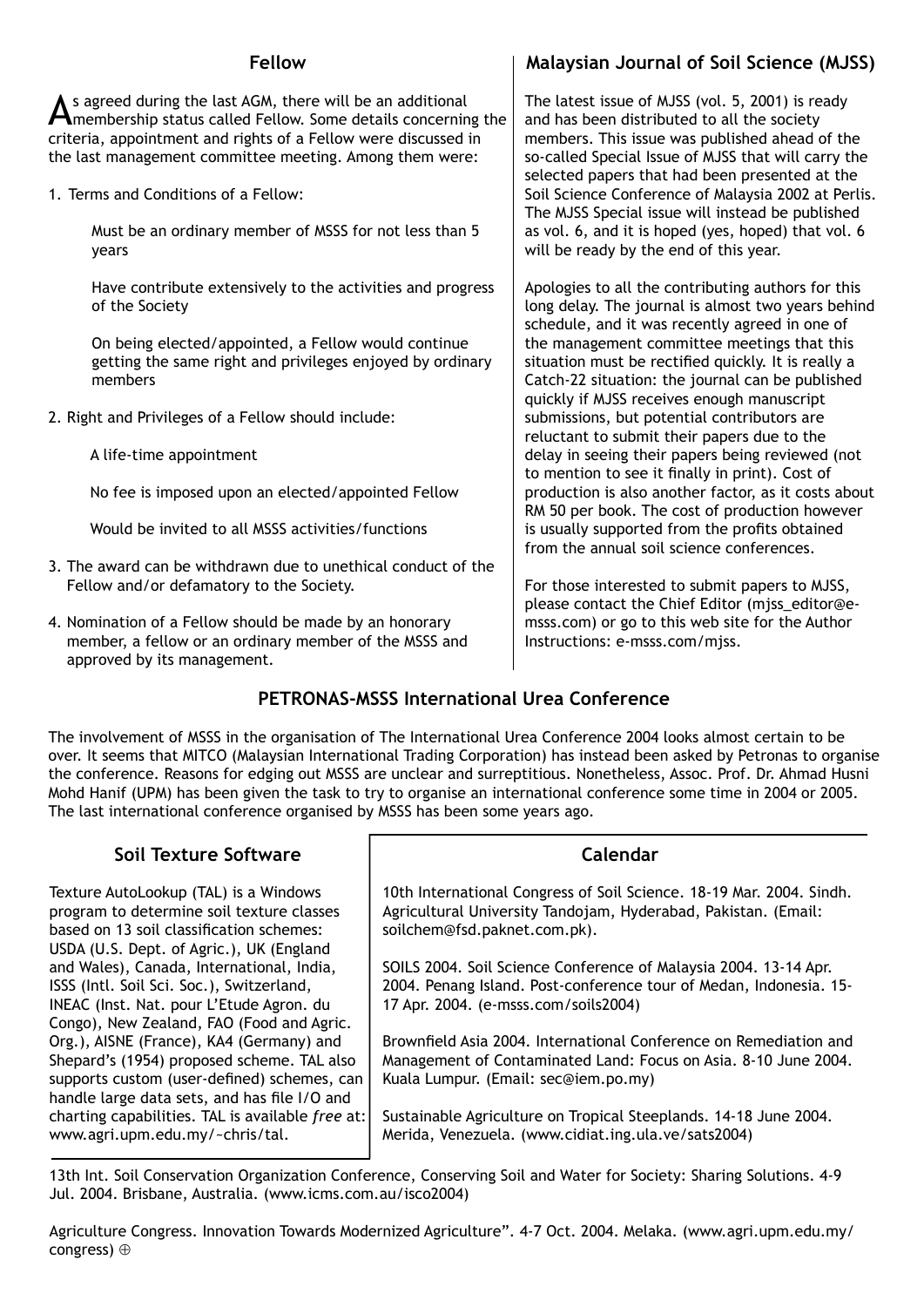## Fellow

As agreed during the last AGM, there will be an additional membership status called Fellow. Some details concerning the criteria, appointment and rights of a Fellow were discussed in the last management committee meeting. Among them were:

1. Terms and Conditions of a Fellow:

   Must be an ordinary member of MSSS for not less than 5 years

   Have contribute extensively to the activities and progress of the Society

   On being elected/appointed, a Fellow would continue getting the same right and privileges enjoyed by ordinary members

2. Right and Privileges of a Fellow should include:

   A life-time appointment

   No fee is imposed upon an elected/appointed Fellow

   Would be invited to all MSSS activities/functions

3. The award can be withdrawn due to unethical conduct of the Fellow and/or defamatory to the Society.

4. Nomination of a Fellow should be made by an honorary member, a fellow or an ordinary member of the MSSS and approved by its management.

## Malaysian Journal of Soil Science (MJSS)

The latest issue of MJSS (vol. 5, 2001) is ready and has been distributed to all the society members. This issue was published ahead of the so-called Special Issue of MJSS that will carry the selected papers that had been presented at the Soil Science Conference of Malaysia 2002 at Perlis. The MJSS Special issue will instead be published as vol. 6, and it is hoped (yes, hoped) that vol. 6 will be ready by the end of this year.

Apologies to all the contributing authors for this long delay. The journal is almost two years behind schedule, and it was recently agreed in one of the management committee meetings that this situation must be rectified quickly. It is really a Catch-22 situation: the journal can be published quickly if MJSS receives enough manuscript submissions, but potential contributors are reluctant to submit their papers due to the delay in seeing their papers being reviewed (not to mention to see it finally in print). Cost of production is also another factor, as it costs about RM 50 per book. The cost of production however is usually supported from the profits obtained from the annual soil science conferences.

For those interested to submit papers to MJSS, please contact the Chief Editor (mjss_editor@e-msss.com) or go to this web site for the Author Instructions: e-msss.com/mjss.

## PETRONAS-MSSS International Urea Conference

The involvement of MSSS in the organisation of The International Urea Conference 2004 looks almost certain to be over. It seems that MITCO (Malaysian International Trading Corporation) has instead been asked by Petronas to organise the conference. Reasons for edging out MSSS are unclear and surreptitious. Nonetheless, Assoc. Prof. Dr. Ahmad Husni Mohd Hanif (UPM) has been given the task to try to organise an international conference some time in 2004 or 2005. The last international conference organised by MSSS has been some years ago.

## Soil Texture Software

Texture AutoLookup (TAL) is a Windows program to determine soil texture classes based on 13 soil classification schemes: USDA (U.S. Dept. of Agric.), UK (England and Wales), Canada, International, India, ISSS (Intl. Soil Sci. Soc.), Switzerland, INEAC (Inst. Nat. pour L'Etude Agron. du Congo), New Zealand, FAO (Food and Agric. Org.), AISNE (France), KA4 (Germany) and Shepard's (1954) proposed scheme. TAL also supports custom (user-defined) schemes, can handle large data sets, and has file I/O and charting capabilities. TAL is available *free* at: www.agri.upm.edu.my/~chris/tal.

## Calendar

10th International Congress of Soil Science. 18-19 Mar. 2004. Sindh. Agricultural University Tandojam, Hyderabad, Pakistan. (Email: soilchem@fsd.paknet.com.pk).

SOILS 2004. Soil Science Conference of Malaysia 2004. 13-14 Apr. 2004. Penang Island. Post-conference tour of Medan, Indonesia. 15-17 Apr. 2004. (e-msss.com/soils2004)

Brownfield Asia 2004. International Conference on Remediation and Management of Contaminated Land: Focus on Asia. 8-10 June 2004. Kuala Lumpur. (Email: sec@iem.po.my)

Sustainable Agriculture on Tropical Steeplands. 14-18 June 2004. Merida, Venezuela. (www.cidiat.ing.ula.ve/sats2004)

13th Int. Soil Conservation Organization Conference, Conserving Soil and Water for Society: Sharing Solutions. 4-9 Jul. 2004. Brisbane, Australia. (www.icms.com.au/isco2004)

Agriculture Congress. Innovation Towards Modernized Agriculture". 4-7 Oct. 2004. Melaka. (www.agri.upm.edu.my/congress) ⊕